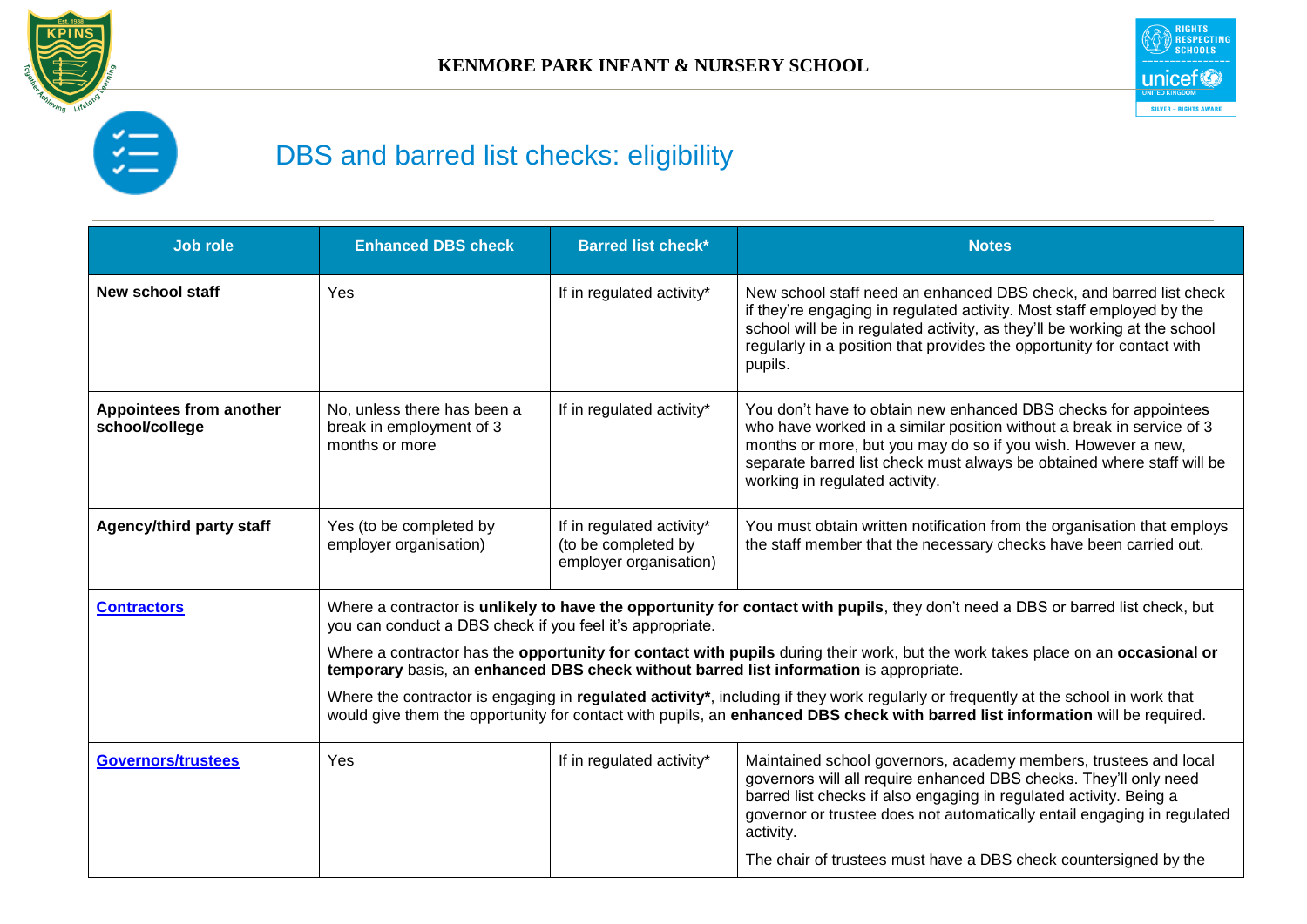**KENMORE PARK INFANT & NURSERY SCHOOL**

# DBS and barred list checks: eligibility

| Job role | Enhanced DBS check | Barred list check* | Notes |
|---|---|---|---|
| **New school staff** | Yes | If in regulated activity* | New school staff need an enhanced DBS check, and barred list check if they're engaging in regulated activity. Most staff employed by the school will be in regulated activity, as they'll be working at the school regularly in a position that provides the opportunity for contact with pupils. |
| **Appointees from another school/college** | No, unless there has been a break in employment of 3 months or more | If in regulated activity* | You don't have to obtain new enhanced DBS checks for appointees who have worked in a similar position without a break in service of 3 months or more, but you may do so if you wish. However a new, separate barred list check must always be obtained where staff will be working in regulated activity. |
| **Agency/third party staff** | Yes (to be completed by employer organisation) | If in regulated activity* (to be completed by employer organisation) | You must obtain written notification from the organisation that employs the staff member that the necessary checks have been carried out. |
| **Contractors** | Where a contractor is **unlikely to have the opportunity for contact with pupils**, they don't need a DBS or barred list check, but you can conduct a DBS check if you feel it's appropriate. Where a contractor has the **opportunity for contact with pupils** during their work, but the work takes place on an **occasional or temporary** basis, an **enhanced DBS check without barred list information** is appropriate. Where the contractor is engaging in **regulated activity***, including if they work regularly or frequently at the school in work that would give them the opportunity for contact with pupils, an **enhanced DBS check with barred list information** will be required. | | |
| **Governors/trustees** | Yes | If in regulated activity* | Maintained school governors, academy members, trustees and local governors will all require enhanced DBS checks. They'll only need barred list checks if also engaging in regulated activity. Being a governor or trustee does not automatically entail engaging in regulated activity. The chair of trustees must have a DBS check countersigned by the |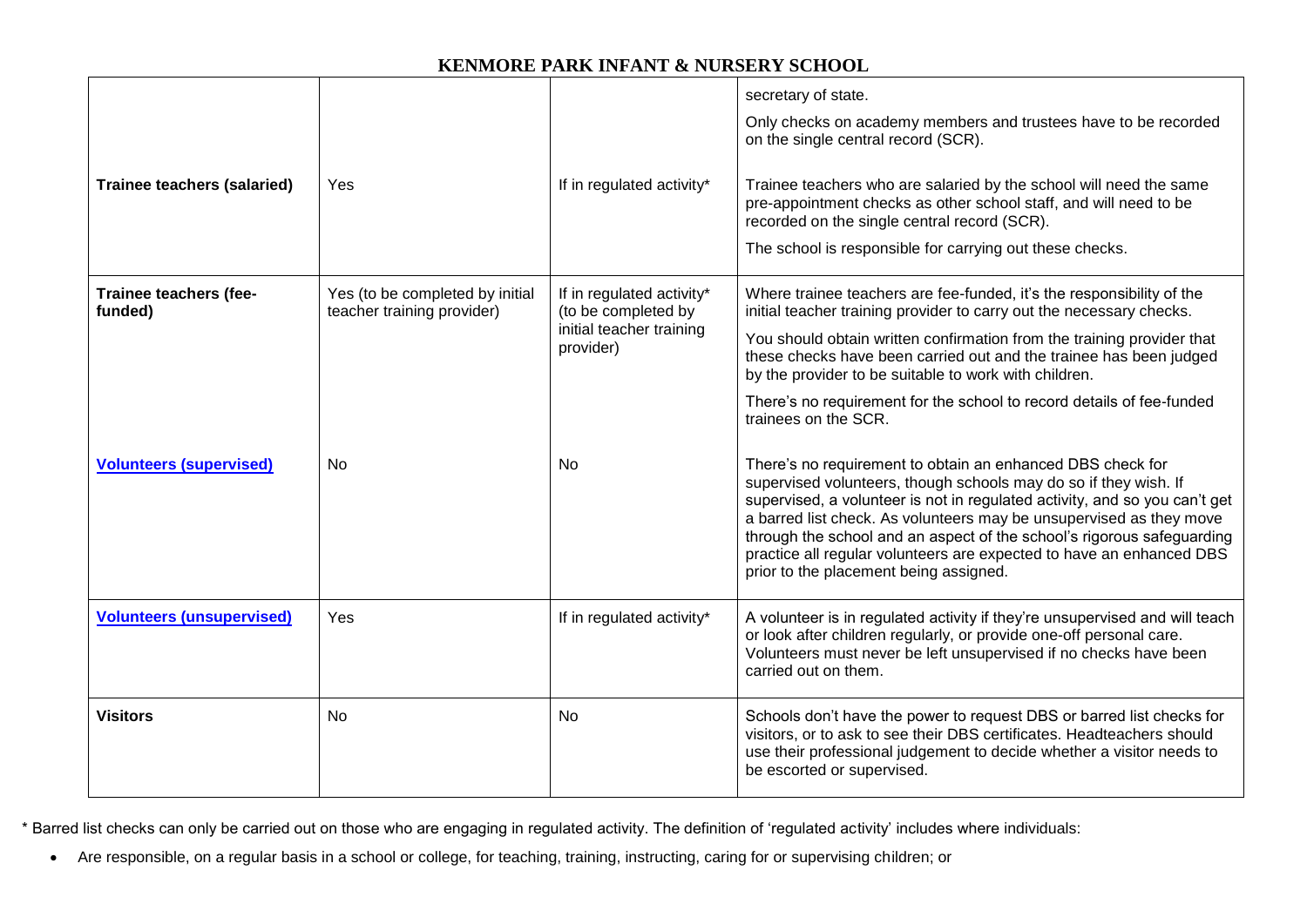| | | | |
|---|---|---|---|
| | | | secretary of state.<br><br>Only checks on academy members and trustees have to be recorded on the single central record (SCR). |
| **Trainee teachers (salaried)** | Yes | If in regulated activity* | Trainee teachers who are salaried by the school will need the same pre-appointment checks as other school staff, and will need to be recorded on the single central record (SCR).<br><br>The school is responsible for carrying out these checks. |
| **Trainee teachers (fee-funded)** | Yes (to be completed by initial teacher training provider) | If in regulated activity* (to be completed by initial teacher training provider) | Where trainee teachers are fee-funded, it's the responsibility of the initial teacher training provider to carry out the necessary checks.<br><br>You should obtain written confirmation from the training provider that these checks have been carried out and the trainee has been judged by the provider to be suitable to work with children.<br><br>There's no requirement for the school to record details of fee-funded trainees on the SCR. |
| **Volunteers (supervised)** | No | No | There's no requirement to obtain an enhanced DBS check for supervised volunteers, though schools may do so if they wish. If supervised, a volunteer is not in regulated activity, and so you can't get a barred list check. As volunteers may be unsupervised as they move through the school and an aspect of the school's rigorous safeguarding practice all regular volunteers are expected to have an enhanced DBS prior to the placement being assigned. |
| **Volunteers (unsupervised)** | Yes | If in regulated activity* | A volunteer is in regulated activity if they're unsupervised and will teach or look after children regularly, or provide one-off personal care. Volunteers must never be left unsupervised if no checks have been carried out on them. |
| **Visitors** | No | No | Schools don't have the power to request DBS or barred list checks for visitors, or to ask to see their DBS certificates. Headteachers should use their professional judgement to decide whether a visitor needs to be escorted or supervised. |

* Barred list checks can only be carried out on those who are engaging in regulated activity. The definition of 'regulated activity' includes where individuals:

- Are responsible, on a regular basis in a school or college, for teaching, training, instructing, caring for or supervising children; or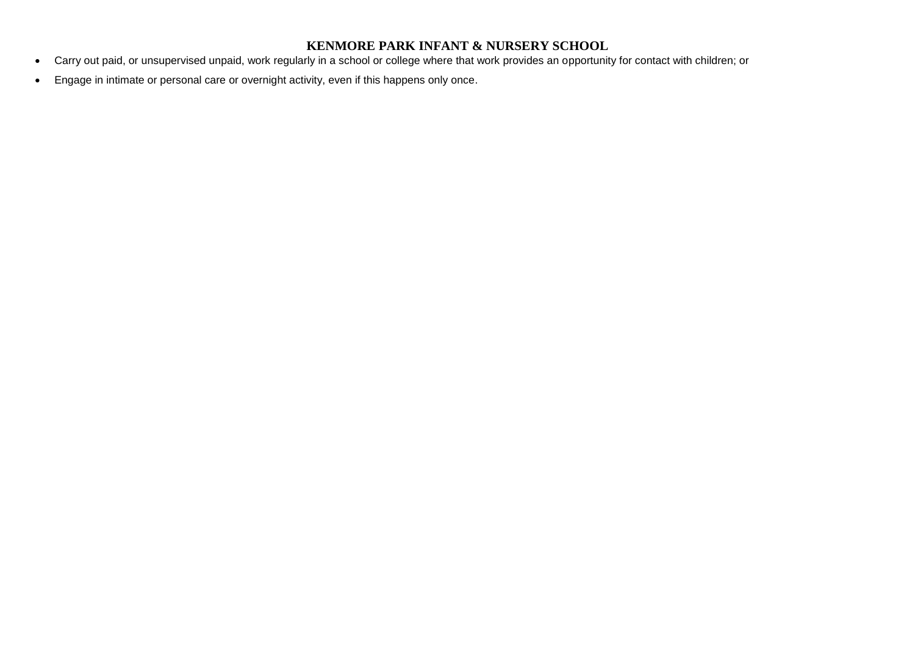- Carry out paid, or unsupervised unpaid, work regularly in a school or college where that work provides an opportunity for contact with children; or
- Engage in intimate or personal care or overnight activity, even if this happens only once.